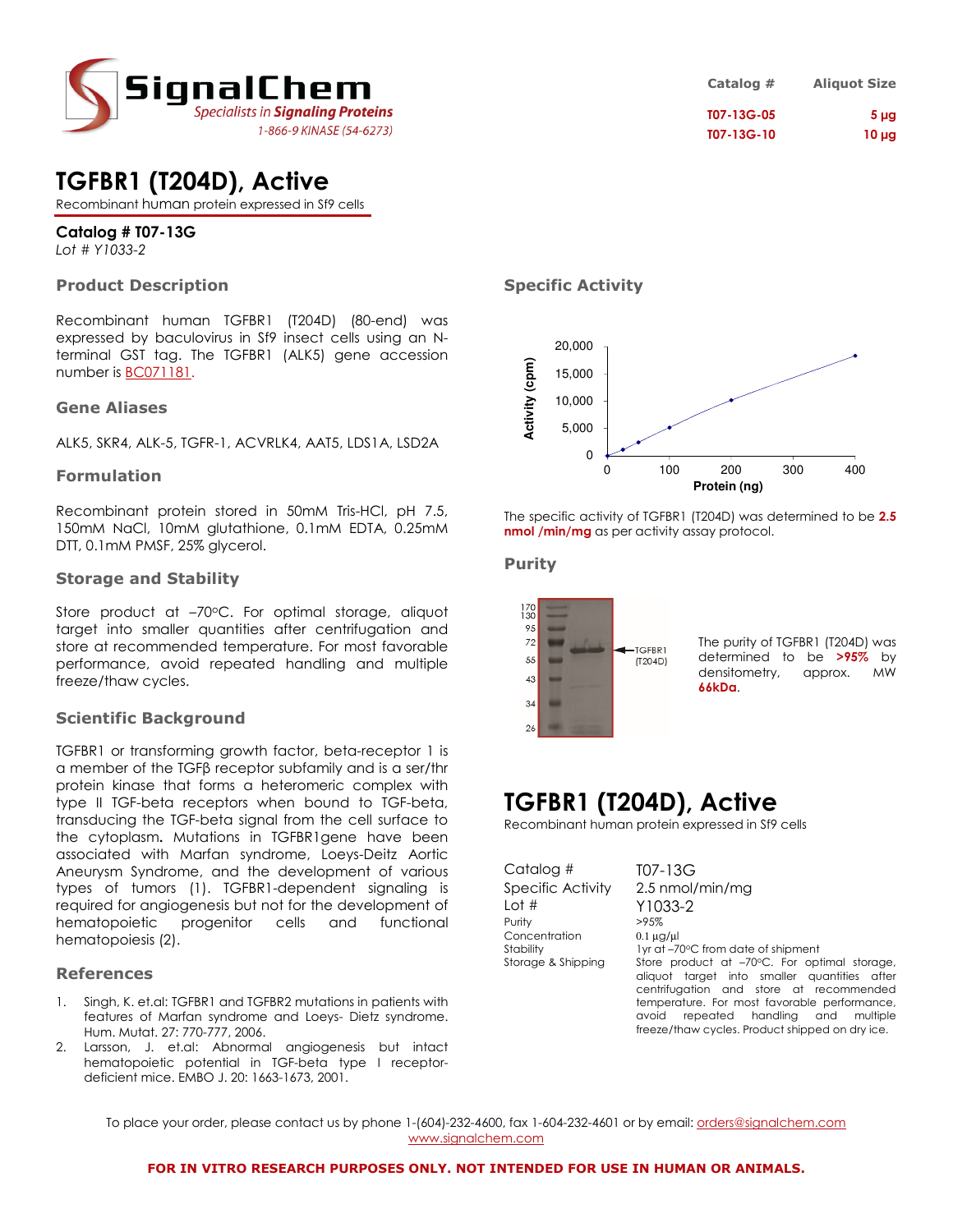SignalChem
Specialists in Signaling Proteins
1-866-9 KINASE (54-6273)

| Catalog # | Aliquot Size |
|---|---|
| T07-13G-05 | 5 µg |
| T07-13G-10 | 10 µg |

# TGFBR1 (T204D), Active

Recombinant human protein expressed in Sf9 cells

**Catalog # T07-13G**

*Lot # Y1033-2*

## Product Description

Recombinant human TGFBR1 (T204D) (80-end) was expressed by baculovirus in Sf9 insect cells using an N-terminal GST tag. The TGFBR1 (ALK5) gene accession number is BC071181.

## Gene Aliases

ALK5, SKR4, ALK-5, TGFR-1, ACVRLK4, AAT5, LDS1A, LSD2A

## Formulation

Recombinant protein stored in 50mM Tris-HCl, pH 7.5, 150mM NaCl, 10mM glutathione, 0.1mM EDTA, 0.25mM DTT, 0.1mM PMSF, 25% glycerol.

## Storage and Stability

Store product at –70°C. For optimal storage, aliquot target into smaller quantities after centrifugation and store at recommended temperature. For most favorable performance, avoid repeated handling and multiple freeze/thaw cycles.

## Scientific Background

TGFBR1 or transforming growth factor, beta-receptor 1 is a member of the TGFβ receptor subfamily and is a ser/thr protein kinase that forms a heteromeric complex with type II TGF-beta receptors when bound to TGF-beta, transducing the TGF-beta signal from the cell surface to the cytoplasm**.** Mutations in TGFBR1gene have been associated with Marfan syndrome, Loeys-Deitz Aortic Aneurysm Syndrome, and the development of various types of tumors (1). TGFBR1-dependent signaling is required for angiogenesis but not for the development of hematopoietic progenitor cells and functional hematopoiesis (2).

## References

1. Singh, K. et.al: TGFBR1 and TGFBR2 mutations in patients with features of Marfan syndrome and Loeys- Dietz syndrome. Hum. Mutat. 27: 770-777, 2006.
2. Larsson, J. et.al: Abnormal angiogenesis but intact hematopoietic potential in TGF-beta type I receptor-deficient mice. EMBO J. 20: 1663-1673, 2001.

## Specific Activity

The specific activity of TGFBR1 (T204D) was determined to be **2.5 nmol /min/mg** as per activity assay protocol.

## Purity

The purity of TGFBR1 (T204D) was determined to be **>95%** by densitometry, approx. MW **66kDa**.

# TGFBR1 (T204D), Active

Recombinant human protein expressed in Sf9 cells

| | |
|---|---|
| Catalog # | T07-13G |
| Specific Activity | 2.5 nmol/min/mg |
| Lot # | Y1033-2 |
| Purity | >95% |
| Concentration | 0.1 µg/µl |
| Stability | 1yr at –70°C from date of shipment |
| Storage & Shipping | Store product at –70°C. For optimal storage, aliquot target into smaller quantities after centrifugation and store at recommended temperature. For most favorable performance, avoid repeated handling and multiple freeze/thaw cycles. Product shipped on dry ice. |

To place your order, please contact us by phone 1-(604)-232-4600, fax 1-604-232-4601 or by email: orders@signalchem.com
www.signalchem.com

**FOR IN VITRO RESEARCH PURPOSES ONLY. NOT INTENDED FOR USE IN HUMAN OR ANIMALS.**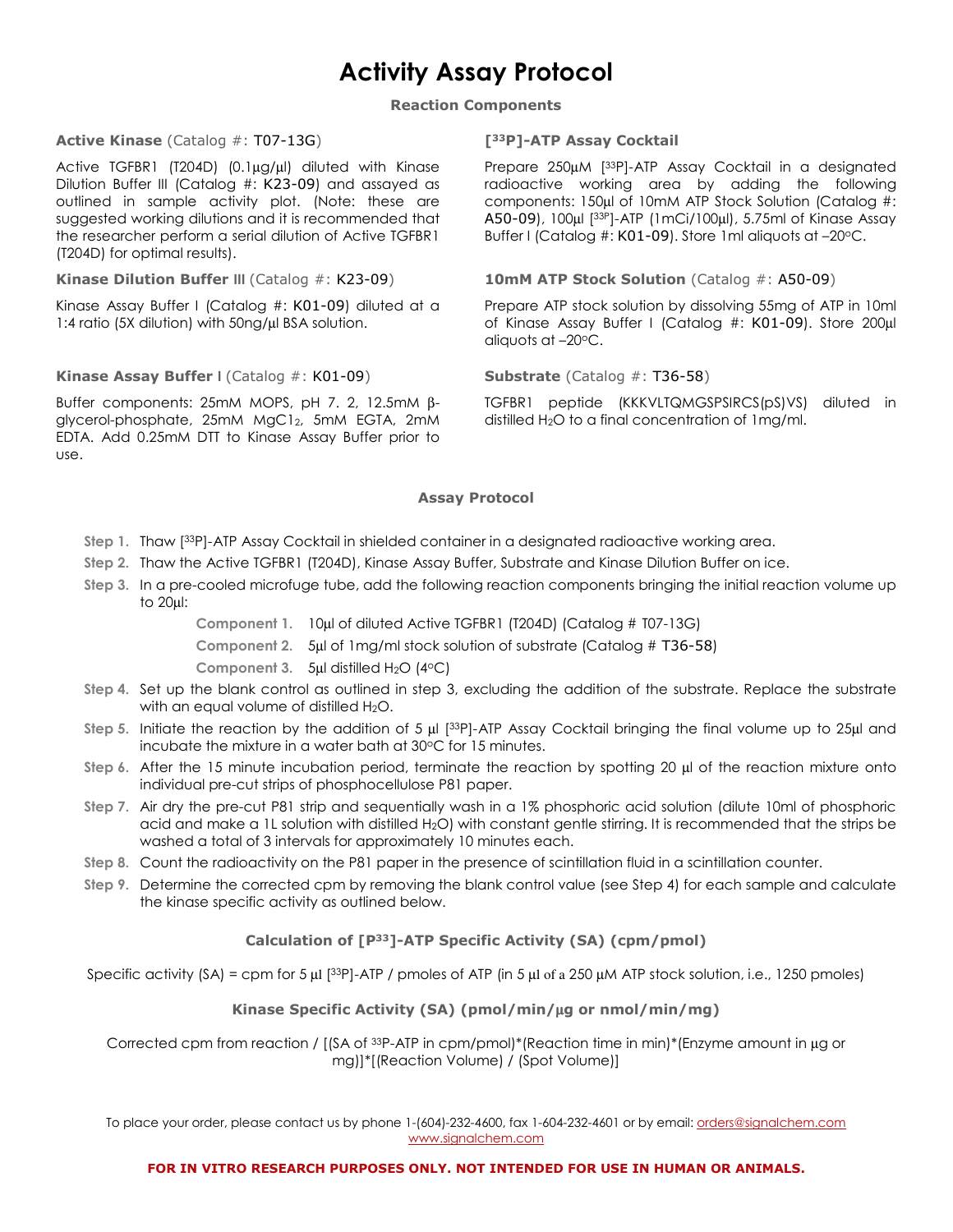# Activity Assay Protocol

**Reaction Components**

**Active Kinase** (Catalog #: T07-13G)

Active TGFBR1 (T204D) (0.1µg/µl) diluted with Kinase Dilution Buffer III (Catalog #: K23-09) and assayed as outlined in sample activity plot. (Note: these are suggested working dilutions and it is recommended that the researcher perform a serial dilution of Active TGFBR1 (T204D) for optimal results).

**Kinase Dilution Buffer III** (Catalog #: K23-09)

Kinase Assay Buffer I (Catalog #: K01-09) diluted at a 1:4 ratio (5X dilution) with 50ng/µl BSA solution.

**Kinase Assay Buffer I** (Catalog #: K01-09)

Buffer components: 25mM MOPS, pH 7. 2, 12.5mM β-glycerol-phosphate, 25mM $MgC1_2$, 5mM EGTA, 2mM EDTA. Add 0.25mM DTT to Kinase Assay Buffer prior to use.

**[$^{33}$P]-ATP Assay Cocktail**

Prepare 250µM [$^{33}$P]-ATP Assay Cocktail in a designated radioactive working area by adding the following components: 150µl of 10mM ATP Stock Solution (Catalog #: A50-09), 100µl [$^{33}$P]-ATP (1mCi/100µl), 5.75ml of Kinase Assay Buffer I (Catalog #: K01-09). Store 1ml aliquots at –20°C.

**10mM ATP Stock Solution** (Catalog #: A50-09)

Prepare ATP stock solution by dissolving 55mg of ATP in 10ml of Kinase Assay Buffer I (Catalog #: K01-09). Store 200µl aliquots at –20°C.

**Substrate** (Catalog #: T36-58)

TGFBR1 peptide (KKKVLTQMGSPSIRCS(pS)VS) diluted in distilled $H_2O$ to a final concentration of 1mg/ml.

**Assay Protocol**

- **Step 1.** Thaw [$^{33}$P]-ATP Assay Cocktail in shielded container in a designated radioactive working area.
- **Step 2.** Thaw the Active TGFBR1 (T204D), Kinase Assay Buffer, Substrate and Kinase Dilution Buffer on ice.
- **Step 3.** In a pre-cooled microfuge tube, add the following reaction components bringing the initial reaction volume up to 20µl:
  - **Component 1.** 10µl of diluted Active TGFBR1 (T204D) (Catalog # T07-13G)
  - **Component 2.** 5µl of 1mg/ml stock solution of substrate (Catalog # T36-58)
  - **Component 3.** 5µl distilled $H_2O$ (4°C)
- **Step 4.** Set up the blank control as outlined in step 3, excluding the addition of the substrate. Replace the substrate with an equal volume of distilled $H_2O$.
- **Step 5.** Initiate the reaction by the addition of 5 µl [$^{33}$P]-ATP Assay Cocktail bringing the final volume up to 25µl and incubate the mixture in a water bath at 30°C for 15 minutes.
- **Step 6.** After the 15 minute incubation period, terminate the reaction by spotting 20 µl of the reaction mixture onto individual pre-cut strips of phosphocellulose P81 paper.
- **Step 7.** Air dry the pre-cut P81 strip and sequentially wash in a 1% phosphoric acid solution (dilute 10ml of phosphoric acid and make a 1L solution with distilled $H_2O$) with constant gentle stirring. It is recommended that the strips be washed a total of 3 intervals for approximately 10 minutes each.
- **Step 8.** Count the radioactivity on the P81 paper in the presence of scintillation fluid in a scintillation counter.
- **Step 9.** Determine the corrected cpm by removing the blank control value (see Step 4) for each sample and calculate the kinase specific activity as outlined below.

**Calculation of [P$^{33}$]-ATP Specific Activity (SA) (cpm/pmol)**

Specific activity (SA) = cpm for 5 µl [$^{33}$P]-ATP / pmoles of ATP (in 5 µl of a 250 µM ATP stock solution, i.e., 1250 pmoles)

**Kinase Specific Activity (SA) (pmol/min/µg or nmol/min/mg)**

Corrected cpm from reaction / [(SA of $^{33}$P-ATP in cpm/pmol)*(Reaction time in min)*(Enzyme amount in µg or mg)]*[(Reaction Volume) / (Spot Volume)]

To place your order, please contact us by phone 1-(604)-232-4600, fax 1-604-232-4601 or by email: orders@signalchem.com
www.signalchem.com

**FOR IN VITRO RESEARCH PURPOSES ONLY. NOT INTENDED FOR USE IN HUMAN OR ANIMALS.**